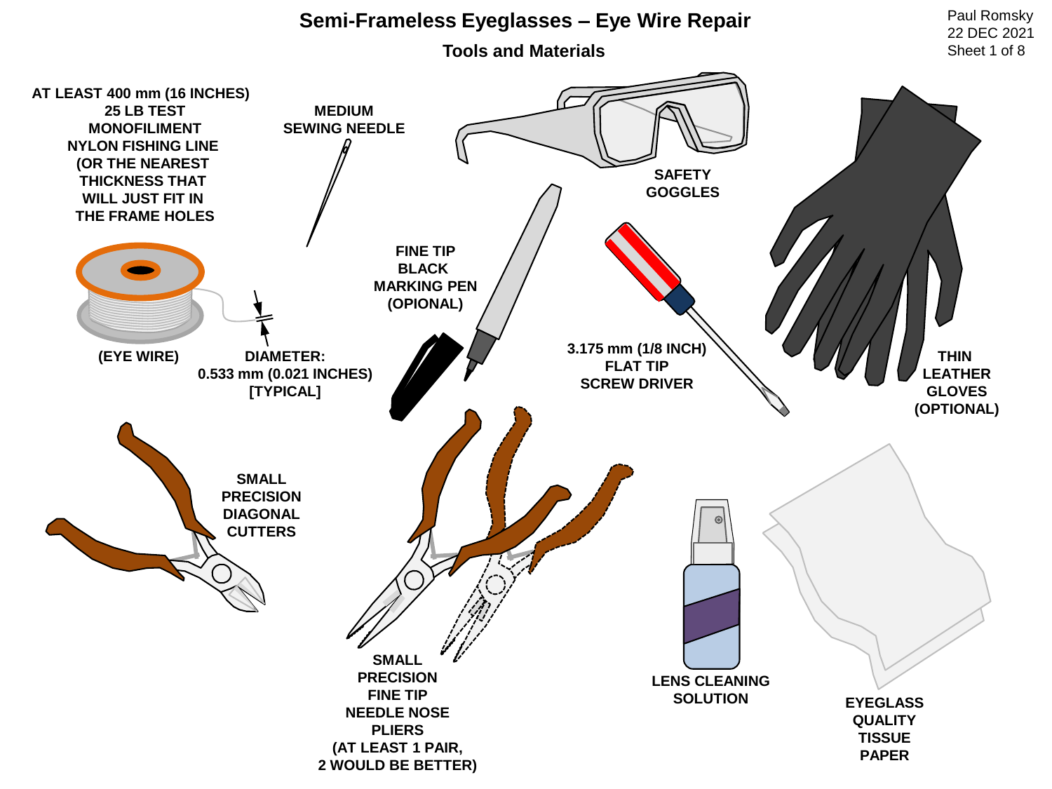# Semi-Frameless Eyeglasses – Eye Wire Repair

## Tools and Materials

Paul Romsky
22 DEC 2021

AT LEAST 400 mm (16 INCHES) 25 LB TEST MONOFILIMENT NYLON FISHING LINE (OR THE NEAREST THICKNESS THAT WILL JUST FIT IN THE FRAME HOLES

(EYE WIRE)

DIAMETER: 0.533 mm (0.021 INCHES) [TYPICAL]

MEDIUM SEWING NEEDLE

SAFETY GOGGLES

FINE TIP BLACK MARKING PEN (OPIONAL)

3.175 mm (1/8 INCH) FLAT TIP SCREW DRIVER

THIN LEATHER GLOVES (OPTIONAL)

SMALL PRECISION DIAGONAL CUTTERS

SMALL PRECISION FINE TIP NEEDLE NOSE PLIERS (AT LEAST 1 PAIR, 2 WOULD BE BETTER)

LENS CLEANING SOLUTION

EYEGLASS QUALITY TISSUE PAPER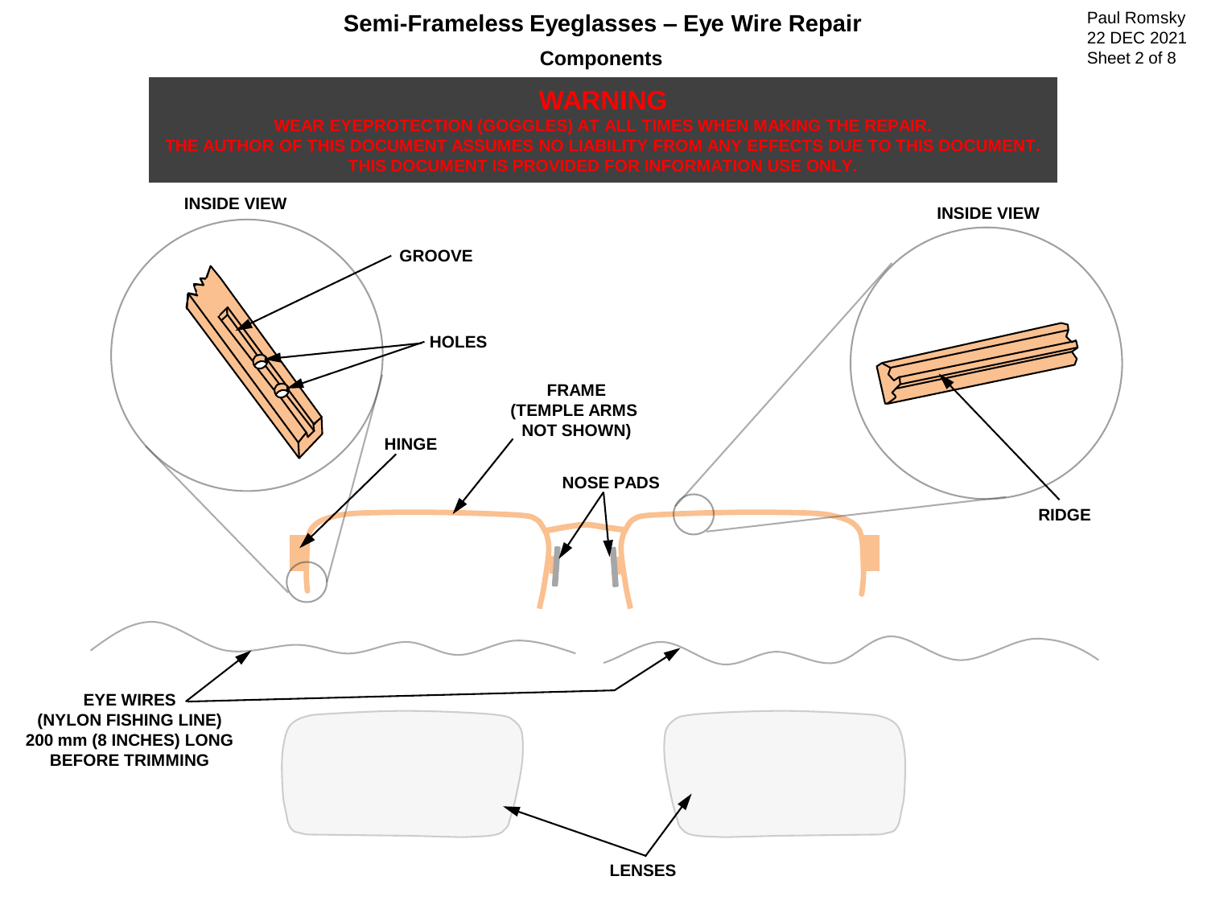# Semi-Frameless Eyeglasses – Eye Wire Repair

## Components

Paul Romsky
22 DEC 2021

**WARNING**

**WEAR EYEPROTECTION (GOGGLES) AT ALL TIMES WHEN MAKING THE REPAIR.**
**THE AUTHOR OF THIS DOCUMENT ASSUMES NO LIABILITY FROM ANY EFFECTS DUE TO THIS DOCUMENT.**
**THIS DOCUMENT IS PROVIDED FOR INFORMATION USE ONLY.**

**INSIDE VIEW**

**GROOVE**

**HOLES**

**HINGE**

**FRAME (TEMPLE ARMS NOT SHOWN)**

**NOSE PADS**

**INSIDE VIEW**

**RIDGE**

**EYE WIRES (NYLON FISHING LINE) 200 mm (8 INCHES) LONG BEFORE TRIMMING**

**LENSES**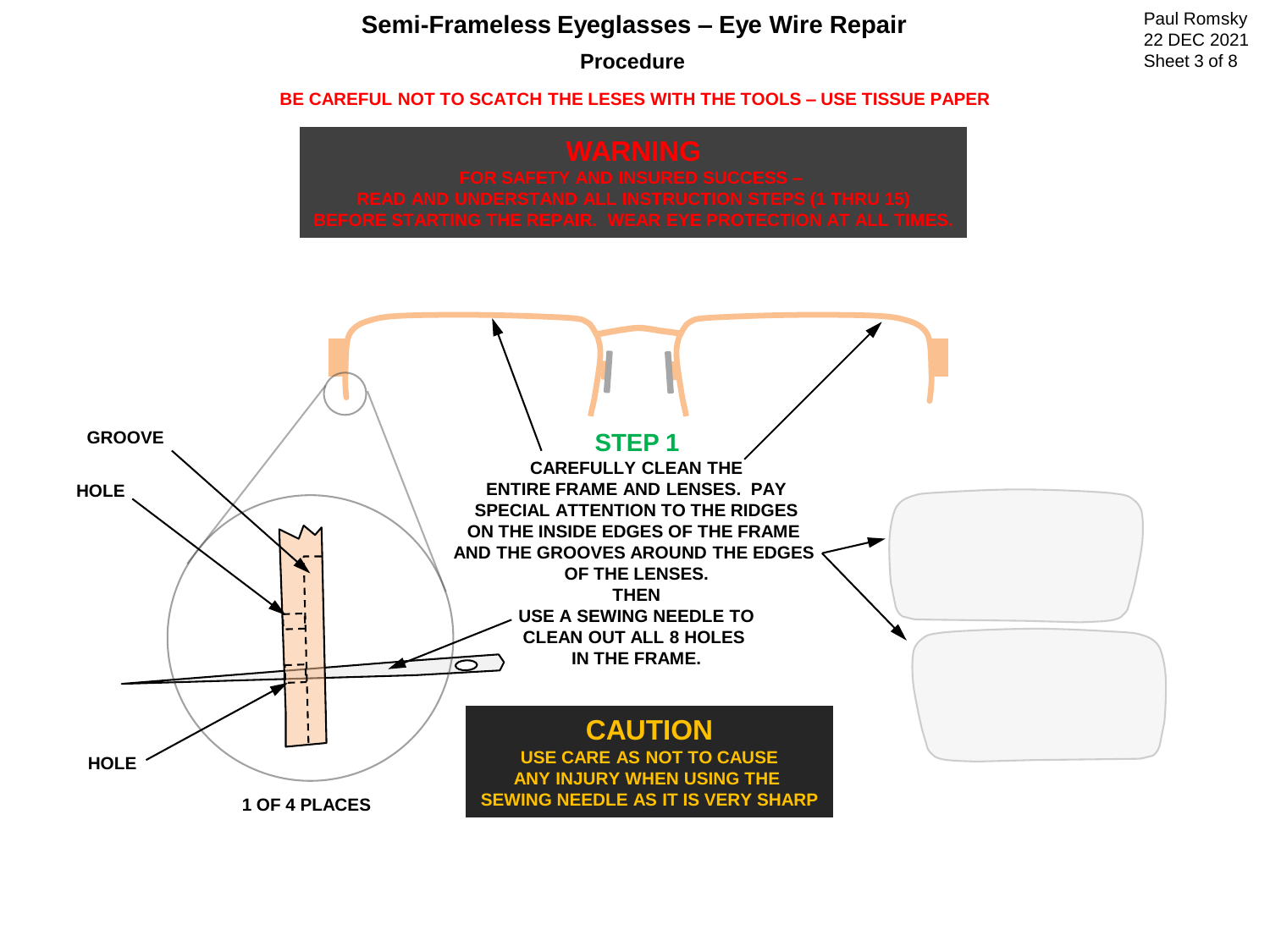# Semi-Frameless Eyeglasses – Eye Wire Repair

## Procedure

**BE CAREFUL NOT TO SCATCH THE LESES WITH THE TOOLS – USE TISSUE PAPER**

**WARNING**

**FOR SAFETY AND INSURED SUCCESS – READ AND UNDERSTAND ALL INSTRUCTION STEPS (1 THRU 15) BEFORE STARTING THE REPAIR. WEAR EYE PROTECTION AT ALL TIMES.**

GROOVE

HOLE

HOLE

1 OF 4 PLACES

### STEP 1

**CAREFULLY CLEAN THE ENTIRE FRAME AND LENSES. PAY SPECIAL ATTENTION TO THE RIDGES ON THE INSIDE EDGES OF THE FRAME AND THE GROOVES AROUND THE EDGES OF THE LENSES.**

**THEN**

**USE A SEWING NEEDLE TO CLEAN OUT ALL 8 HOLES IN THE FRAME.**

**CAUTION**

**USE CARE AS NOT TO CAUSE ANY INJURY WHEN USING THE SEWING NEEDLE AS IT IS VERY SHARP**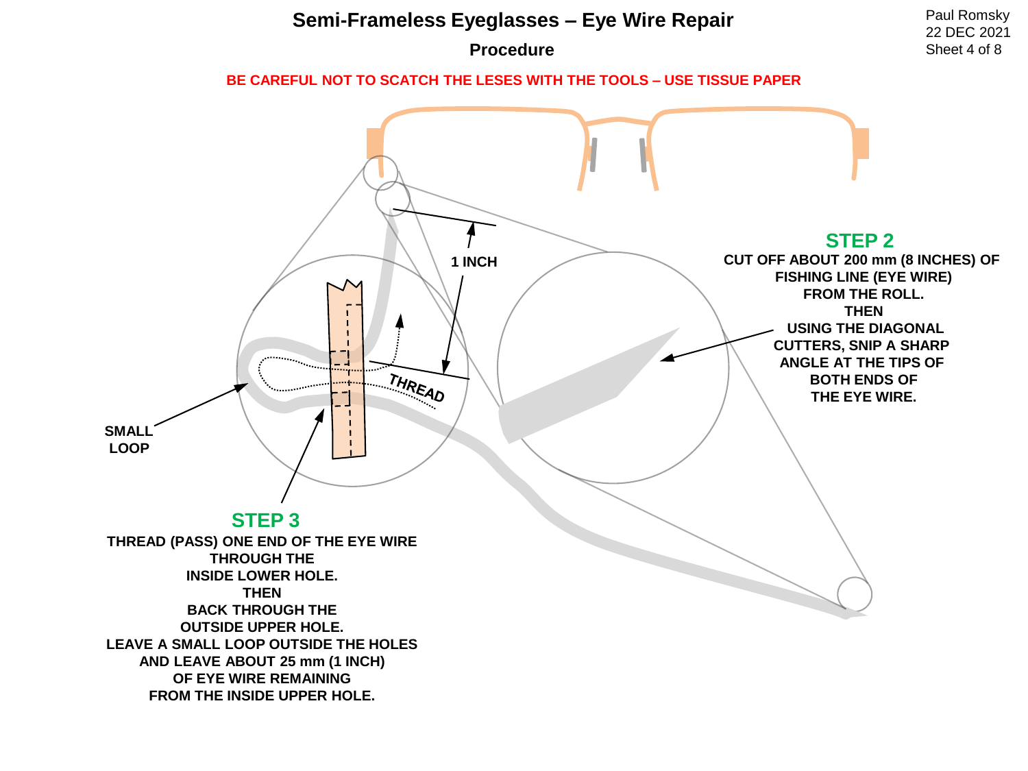# Semi-Frameless Eyeglasses – Eye Wire Repair

## Procedure

**BE CAREFUL NOT TO SCATCH THE LESES WITH THE TOOLS – USE TISSUE PAPER**

1 INCH

THREAD

SMALL LOOP

## STEP 2

**CUT OFF ABOUT 200 mm (8 INCHES) OF FISHING LINE (EYE WIRE) FROM THE ROLL.
THEN
USING THE DIAGONAL CUTTERS, SNIP A SHARP ANGLE AT THE TIPS OF BOTH ENDS OF THE EYE WIRE.**

## STEP 3

**THREAD (PASS) ONE END OF THE EYE WIRE THROUGH THE INSIDE LOWER HOLE.
THEN
BACK THROUGH THE OUTSIDE UPPER HOLE.
LEAVE A SMALL LOOP OUTSIDE THE HOLES AND LEAVE ABOUT 25 mm (1 INCH) OF EYE WIRE REMAINING FROM THE INSIDE UPPER HOLE.**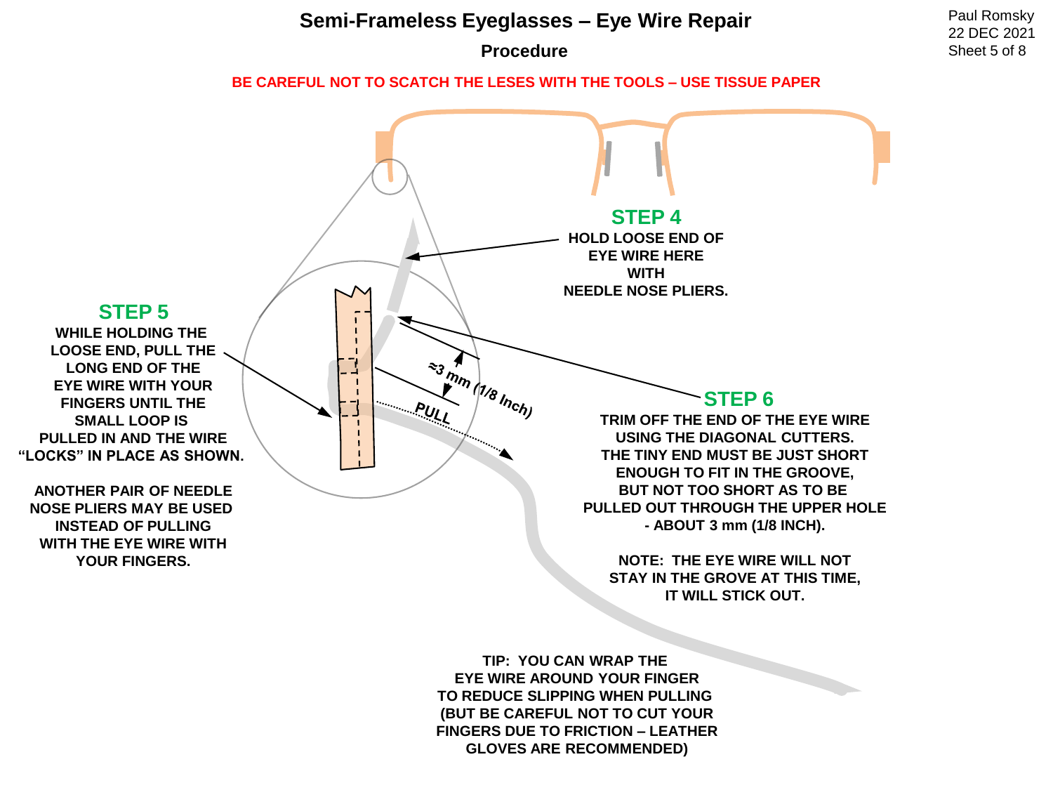# Semi-Frameless Eyeglasses – Eye Wire Repair

## Procedure

**BE CAREFUL NOT TO SCATCH THE LESES WITH THE TOOLS – USE TISSUE PAPER**

### STEP 4

**HOLD LOOSE END OF EYE WIRE HERE WITH NEEDLE NOSE PLIERS.**

### STEP 5

**WHILE HOLDING THE LOOSE END, PULL THE LONG END OF THE EYE WIRE WITH YOUR FINGERS UNTIL THE SMALL LOOP IS PULLED IN AND THE WIRE "LOCKS" IN PLACE AS SHOWN.**

**ANOTHER PAIR OF NEEDLE NOSE PLIERS MAY BE USED INSTEAD OF PULLING WITH THE EYE WIRE WITH YOUR FINGERS.**

≈3 mm (1/8 Inch)

PULL

### STEP 6

**TRIM OFF THE END OF THE EYE WIRE USING THE DIAGONAL CUTTERS. THE TINY END MUST BE JUST SHORT ENOUGH TO FIT IN THE GROOVE, BUT NOT TOO SHORT AS TO BE PULLED OUT THROUGH THE UPPER HOLE - ABOUT 3 mm (1/8 INCH).**

**NOTE: THE EYE WIRE WILL NOT STAY IN THE GROVE AT THIS TIME, IT WILL STICK OUT.**

**TIP: YOU CAN WRAP THE EYE WIRE AROUND YOUR FINGER TO REDUCE SLIPPING WHEN PULLING (BUT BE CAREFUL NOT TO CUT YOUR FINGERS DUE TO FRICTION – LEATHER GLOVES ARE RECOMMENDED)**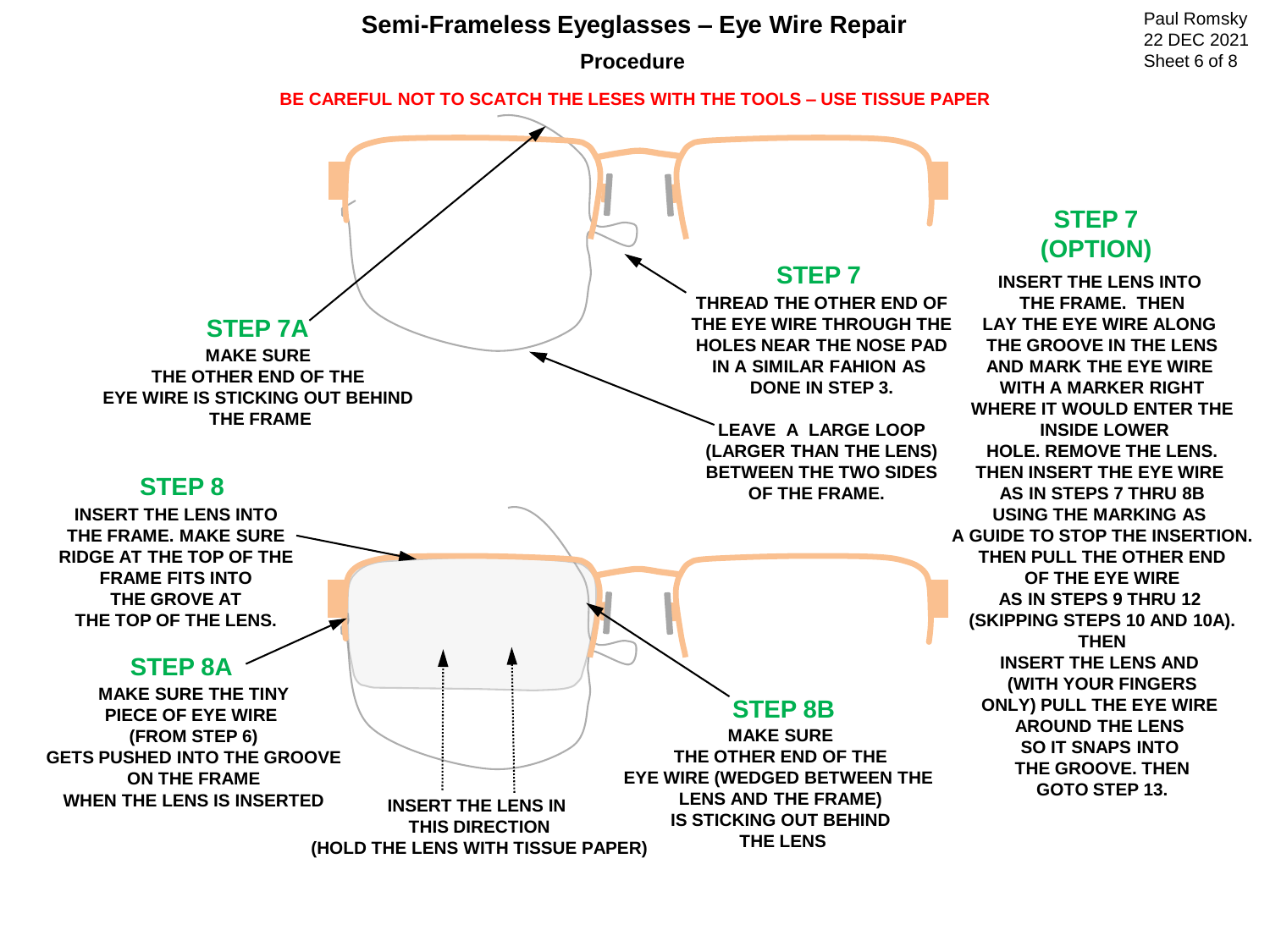# Semi-Frameless Eyeglasses – Eye Wire Repair

## Procedure

Paul Romsky
22 DEC 2021

**BE CAREFUL NOT TO SCATCH THE LESES WITH THE TOOLS – USE TISSUE PAPER**

### STEP 7A

**MAKE SURE THE OTHER END OF THE EYE WIRE IS STICKING OUT BEHIND THE FRAME**

### STEP 7

**THREAD THE OTHER END OF THE EYE WIRE THROUGH THE HOLES NEAR THE NOSE PAD IN A SIMILAR FAHION AS DONE IN STEP 3.**

**LEAVE A LARGE LOOP (LARGER THAN THE LENS) BETWEEN THE TWO SIDES OF THE FRAME.**

### STEP 7 (OPTION)

**INSERT THE LENS INTO THE FRAME. THEN LAY THE EYE WIRE ALONG THE GROOVE IN THE LENS AND MARK THE EYE WIRE WITH A MARKER RIGHT WHERE IT WOULD ENTER THE INSIDE LOWER HOLE. REMOVE THE LENS. THEN INSERT THE EYE WIRE AS IN STEPS 7 THRU 8B USING THE MARKING AS A GUIDE TO STOP THE INSERTION. THEN PULL THE OTHER END OF THE EYE WIRE AS IN STEPS 9 THRU 12 (SKIPPING STEPS 10 AND 10A). THEN INSERT THE LENS AND (WITH YOUR FINGERS ONLY) PULL THE EYE WIRE AROUND THE LENS SO IT SNAPS INTO THE GROOVE. THEN GOTO STEP 13.**

### STEP 8

**INSERT THE LENS INTO THE FRAME. MAKE SURE RIDGE AT THE TOP OF THE FRAME FITS INTO THE GROVE AT THE TOP OF THE LENS.**

### STEP 8A

**MAKE SURE THE TINY PIECE OF EYE WIRE (FROM STEP 6) GETS PUSHED INTO THE GROOVE ON THE FRAME WHEN THE LENS IS INSERTED**

**INSERT THE LENS IN THIS DIRECTION (HOLD THE LENS WITH TISSUE PAPER)**

### STEP 8B

**MAKE SURE THE OTHER END OF THE EYE WIRE (WEDGED BETWEEN THE LENS AND THE FRAME) IS STICKING OUT BEHIND THE LENS**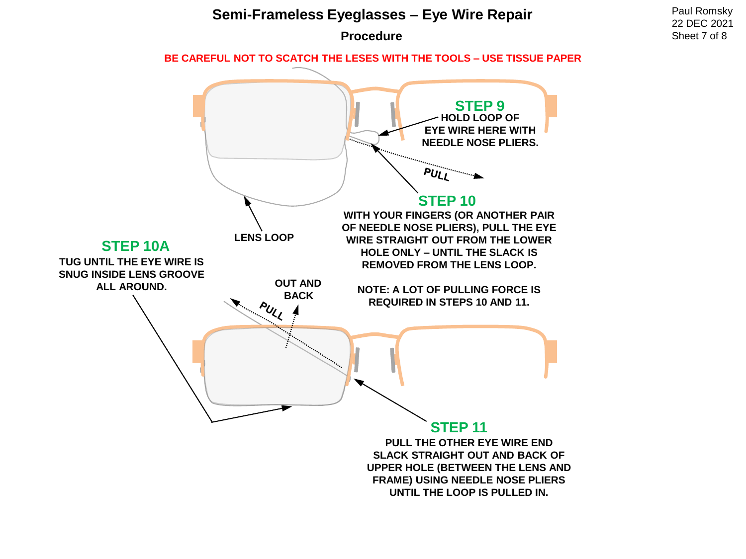# Semi-Frameless Eyeglasses – Eye Wire Repair

## Procedure

**BE CAREFUL NOT TO SCATCH THE LESES WITH THE TOOLS – USE TISSUE PAPER**

### STEP 9

**HOLD LOOP OF EYE WIRE HERE WITH NEEDLE NOSE PLIERS.**

PULL

LENS LOOP

### STEP 10

**WITH YOUR FINGERS (OR ANOTHER PAIR OF NEEDLE NOSE PLIERS), PULL THE EYE WIRE STRAIGHT OUT FROM THE LOWER HOLE ONLY – UNTIL THE SLACK IS REMOVED FROM THE LENS LOOP.**

**NOTE: A LOT OF PULLING FORCE IS REQUIRED IN STEPS 10 AND 11.**

### STEP 10A

**TUG UNTIL THE EYE WIRE IS SNUG INSIDE LENS GROOVE ALL AROUND.**

OUT AND BACK

PULL

### STEP 11

**PULL THE OTHER EYE WIRE END SLACK STRAIGHT OUT AND BACK OF UPPER HOLE (BETWEEN THE LENS AND FRAME) USING NEEDLE NOSE PLIERS UNTIL THE LOOP IS PULLED IN.**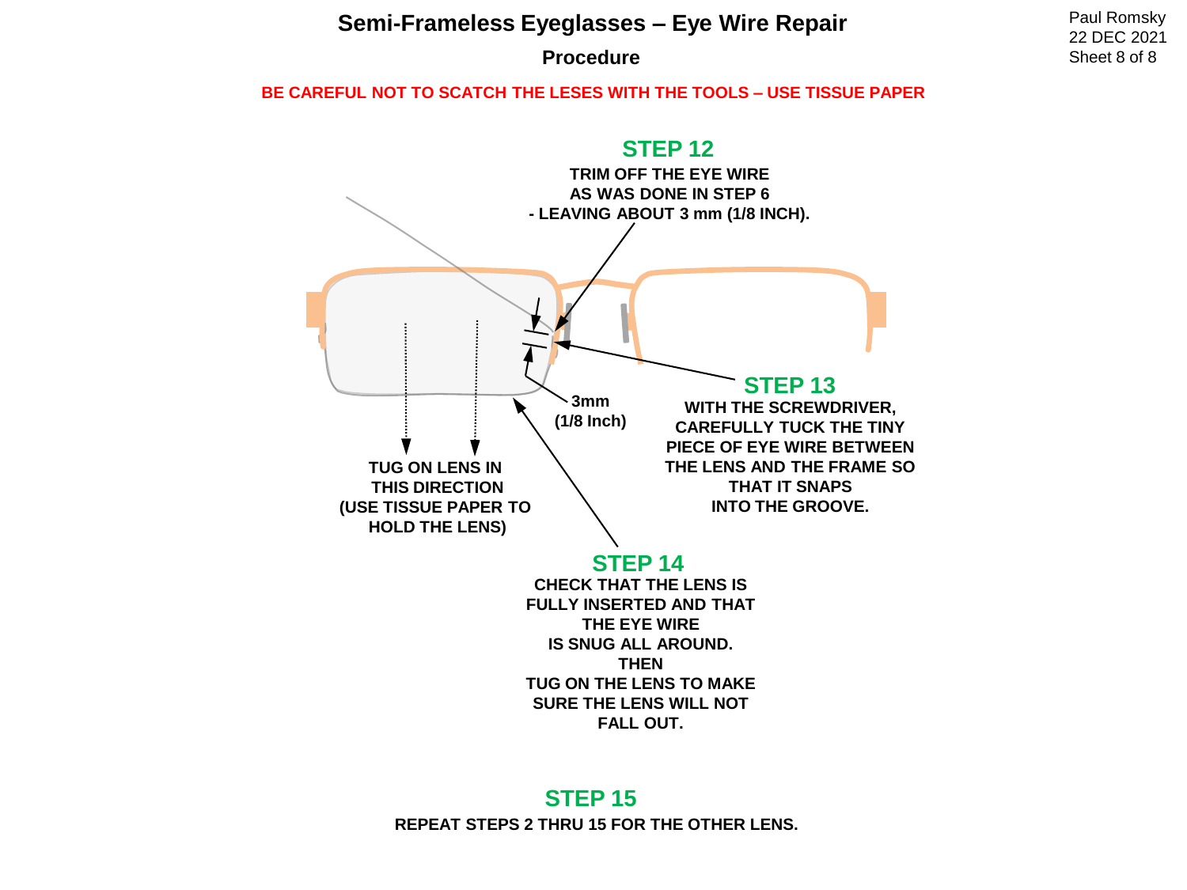# Semi-Frameless Eyeglasses – Eye Wire Repair

## Procedure

**BE CAREFUL NOT TO SCATCH THE LESES WITH THE TOOLS – USE TISSUE PAPER**

### STEP 12

**TRIM OFF THE EYE WIRE AS WAS DONE IN STEP 6 - LEAVING ABOUT 3 mm (1/8 INCH).**

**3mm (1/8 Inch)**

**TUG ON LENS IN THIS DIRECTION (USE TISSUE PAPER TO HOLD THE LENS)**

### STEP 13

**WITH THE SCREWDRIVER, CAREFULLY TUCK THE TINY PIECE OF EYE WIRE BETWEEN THE LENS AND THE FRAME SO THAT IT SNAPS INTO THE GROOVE.**

### STEP 14

**CHECK THAT THE LENS IS FULLY INSERTED AND THAT THE EYE WIRE IS SNUG ALL AROUND. THEN TUG ON THE LENS TO MAKE SURE THE LENS WILL NOT FALL OUT.**

### STEP 15

**REPEAT STEPS 2 THRU 15 FOR THE OTHER LENS.**